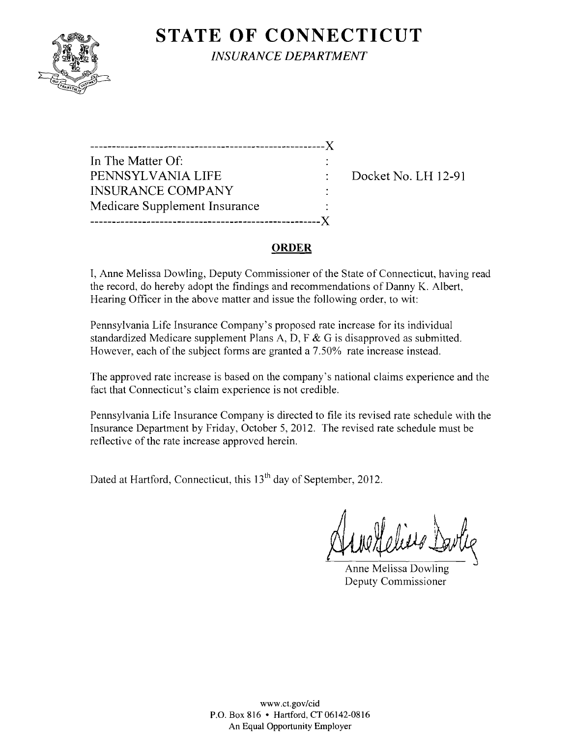# STATE OF CONNECTICUT

*INSURANCE DEPARTMENT*

-------------------------------------------------------X
In The Matter Of: :
PENNSYLVANIA LIFE : Docket No. LH 12-91
INSURANCE COMPANY :
Medicare Supplement Insurance :
-------------------------------------------------------X

## ORDER

I, Anne Melissa Dowling, Deputy Commissioner of the State of Connecticut, having read the record, do hereby adopt the findings and recommendations of Danny K. Albert, Hearing Officer in the above matter and issue the following order, to wit:

Pennsylvania Life Insurance Company's proposed rate increase for its individual standardized Medicare supplement Plans A, D, F & G is disapproved as submitted. However, each of the subject forms are granted a 7.50% rate increase instead.

The approved rate increase is based on the company's national claims experience and the fact that Connecticut's claim experience is not credible.

Pennsylvania Life Insurance Company is directed to file its revised rate schedule with the Insurance Department by Friday, October 5, 2012. The revised rate schedule must be reflective of the rate increase approved herein.

Dated at Hartford, Connecticut, this 13th day of September, 2012.

Anne Melissa Dowling
Deputy Commissioner

www.ct.gov/cid
P.O. Box 816 • Hartford, CT 06142-0816
An Equal Opportunity Employer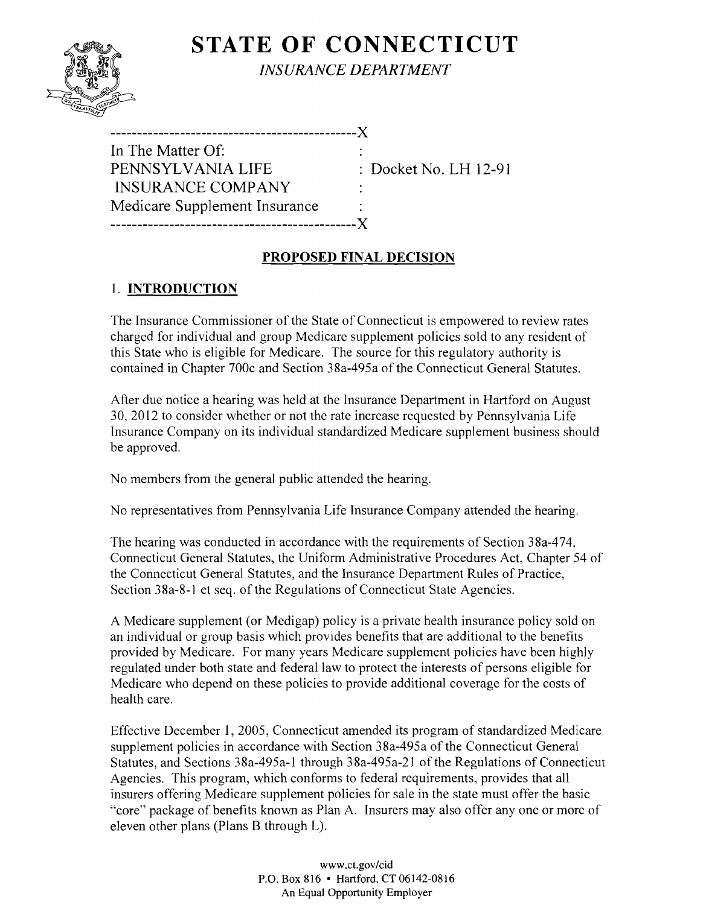# STATE OF CONNECTICUT

*INSURANCE DEPARTMENT*

```
----------------------------------------------X
In The Matter Of:                             :
PENNSYLVANIA LIFE                             : Docket No. LH 12-91
 INSURANCE COMPANY                            :
Medicare Supplement Insurance                 :
----------------------------------------------X
```

## PROPOSED FINAL DECISION

### 1. INTRODUCTION

The Insurance Commissioner of the State of Connecticut is empowered to review rates charged for individual and group Medicare supplement policies sold to any resident of this State who is eligible for Medicare. The source for this regulatory authority is contained in Chapter 700c and Section 38a-495a of the Connecticut General Statutes.

After due notice a hearing was held at the Insurance Department in Hartford on August 30, 2012 to consider whether or not the rate increase requested by Pennsylvania Life Insurance Company on its individual standardized Medicare supplement business should be approved.

No members from the general public attended the hearing.

No representatives from Pennsylvania Life Insurance Company attended the hearing.

The hearing was conducted in accordance with the requirements of Section 38a-474, Connecticut General Statutes, the Uniform Administrative Procedures Act, Chapter 54 of the Connecticut General Statutes, and the Insurance Department Rules of Practice, Section 38a-8-1 et seq. of the Regulations of Connecticut State Agencies.

A Medicare supplement (or Medigap) policy is a private health insurance policy sold on an individual or group basis which provides benefits that are additional to the benefits provided by Medicare. For many years Medicare supplement policies have been highly regulated under both state and federal law to protect the interests of persons eligible for Medicare who depend on these policies to provide additional coverage for the costs of health care.

Effective December 1, 2005, Connecticut amended its program of standardized Medicare supplement policies in accordance with Section 38a-495a of the Connecticut General Statutes, and Sections 38a-495a-1 through 38a-495a-21 of the Regulations of Connecticut Agencies. This program, which conforms to federal requirements, provides that all insurers offering Medicare supplement policies for sale in the state must offer the basic "core" package of benefits known as Plan A. Insurers may also offer any one or more of eleven other plans (Plans B through L).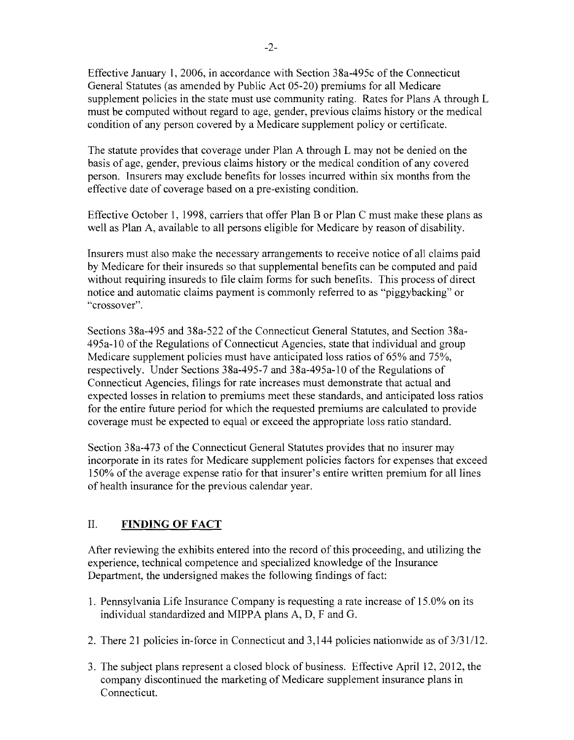Effective January 1, 2006, in accordance with Section 38a-495c of the Connecticut General Statutes (as amended by Public Act 05-20) premiums for all Medicare supplement policies in the state must use community rating. Rates for Plans A through L must be computed without regard to age, gender, previous claims history or the medical condition of any person covered by a Medicare supplement policy or certificate.

The statute provides that coverage under Plan A through L may not be denied on the basis of age, gender, previous claims history or the medical condition of any covered person. Insurers may exclude benefits for losses incurred within six months from the effective date of coverage based on a pre-existing condition.

Effective October 1, 1998, carriers that offer Plan B or Plan C must make these plans as well as Plan A, available to all persons eligible for Medicare by reason of disability.

Insurers must also make the necessary arrangements to receive notice of all claims paid by Medicare for their insureds so that supplemental benefits can be computed and paid without requiring insureds to file claim forms for such benefits. This process of direct notice and automatic claims payment is commonly referred to as "piggybacking" or "crossover".

Sections 38a-495 and 38a-522 of the Connecticut General Statutes, and Section 38a-495a-10 of the Regulations of Connecticut Agencies, state that individual and group Medicare supplement policies must have anticipated loss ratios of 65% and 75%, respectively. Under Sections 38a-495-7 and 38a-495a-10 of the Regulations of Connecticut Agencies, filings for rate increases must demonstrate that actual and expected losses in relation to premiums meet these standards, and anticipated loss ratios for the entire future period for which the requested premiums are calculated to provide coverage must be expected to equal or exceed the appropriate loss ratio standard.

Section 38a-473 of the Connecticut General Statutes provides that no insurer may incorporate in its rates for Medicare supplement policies factors for expenses that exceed 150% of the average expense ratio for that insurer's entire written premium for all lines of health insurance for the previous calendar year.

## II. **FINDING OF FACT**

After reviewing the exhibits entered into the record of this proceeding, and utilizing the experience, technical competence and specialized knowledge of the Insurance Department, the undersigned makes the following findings of fact:

1. Pennsylvania Life Insurance Company is requesting a rate increase of 15.0% on its individual standardized and MIPPA plans A, D, F and G.
2. There 21 policies in-force in Connecticut and 3,144 policies nationwide as of 3/31/12.
3. The subject plans represent a closed block of business. Effective April 12, 2012, the company discontinued the marketing of Medicare supplement insurance plans in Connecticut.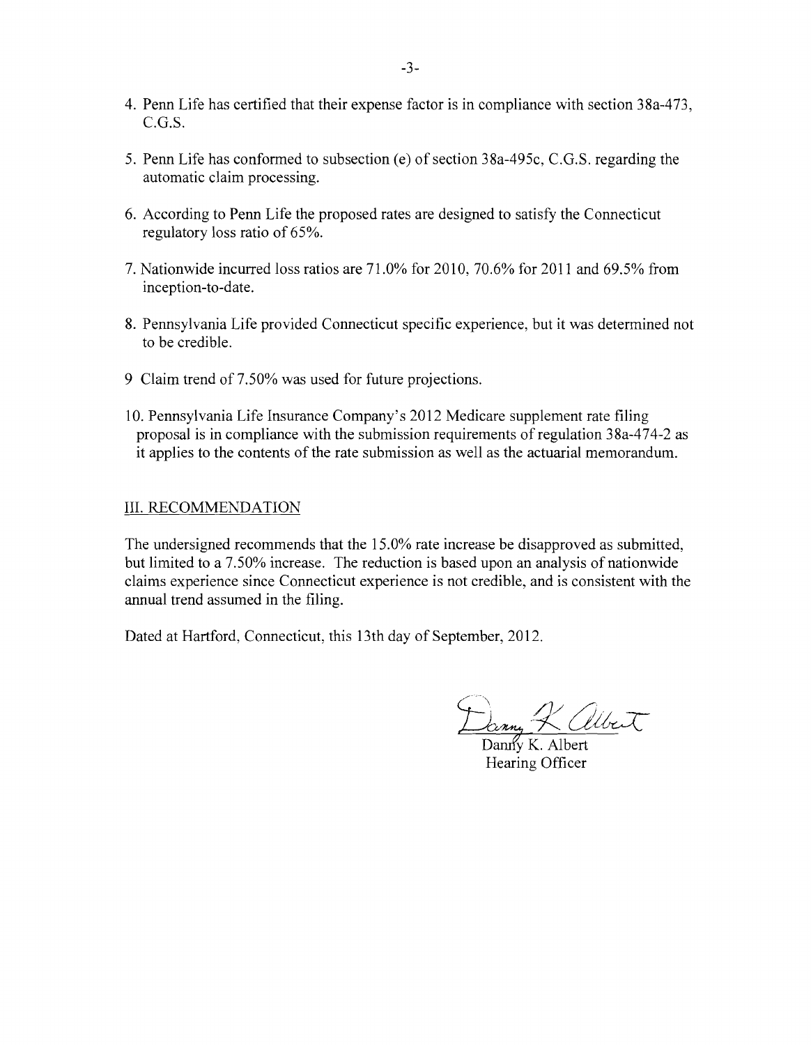4. Penn Life has certified that their expense factor is in compliance with section 38a-473, C.G.S.

5. Penn Life has conformed to subsection (e) of section 38a-495c, C.G.S. regarding the automatic claim processing.

6. According to Penn Life the proposed rates are designed to satisfy the Connecticut regulatory loss ratio of 65%.

7. Nationwide incurred loss ratios are 71.0% for 2010, 70.6% for 2011 and 69.5% from inception-to-date.

8. Pennsylvania Life provided Connecticut specific experience, but it was determined not to be credible.

9 Claim trend of 7.50% was used for future projections.

10. Pennsylvania Life Insurance Company's 2012 Medicare supplement rate filing proposal is in compliance with the submission requirements of regulation 38a-474-2 as it applies to the contents of the rate submission as well as the actuarial memorandum.

## III. RECOMMENDATION

The undersigned recommends that the 15.0% rate increase be disapproved as submitted, but limited to a 7.50% increase. The reduction is based upon an analysis of nationwide claims experience since Connecticut experience is not credible, and is consistent with the annual trend assumed in the filing.

Dated at Hartford, Connecticut, this 13th day of September, 2012.

Danny K. Albert

Danny K. Albert
Hearing Officer